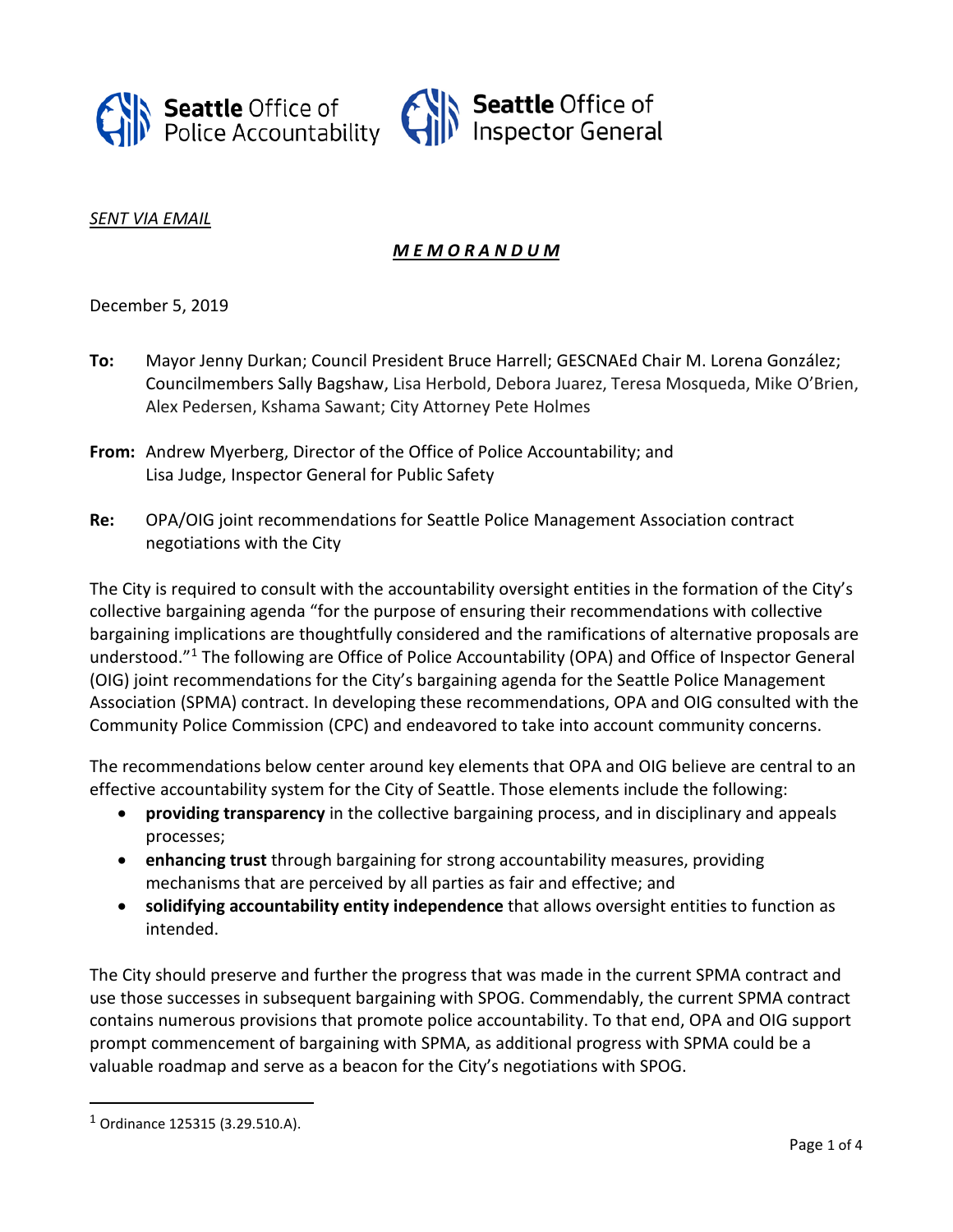Seattle Office of Police Accountability

Seattle Office of Inspector General

_SENT VIA EMAIL_

***M E M O R A N D U M***

December 5, 2019

**To:** Mayor Jenny Durkan; Council President Bruce Harrell; GESCNAEd Chair M. Lorena González; Councilmembers Sally Bagshaw, Lisa Herbold, Debora Juarez, Teresa Mosqueda, Mike O'Brien, Alex Pedersen, Kshama Sawant; City Attorney Pete Holmes

**From:** Andrew Myerberg, Director of the Office of Police Accountability; and Lisa Judge, Inspector General for Public Safety

**Re:** OPA/OIG joint recommendations for Seattle Police Management Association contract negotiations with the City

The City is required to consult with the accountability oversight entities in the formation of the City's collective bargaining agenda "for the purpose of ensuring their recommendations with collective bargaining implications are thoughtfully considered and the ramifications of alternative proposals are understood."[1] The following are Office of Police Accountability (OPA) and Office of Inspector General (OIG) joint recommendations for the City's bargaining agenda for the Seattle Police Management Association (SPMA) contract. In developing these recommendations, OPA and OIG consulted with the Community Police Commission (CPC) and endeavored to take into account community concerns.

The recommendations below center around key elements that OPA and OIG believe are central to an effective accountability system for the City of Seattle. Those elements include the following:

- **providing transparency** in the collective bargaining process, and in disciplinary and appeals processes;
- **enhancing trust** through bargaining for strong accountability measures, providing mechanisms that are perceived by all parties as fair and effective; and
- **solidifying accountability entity independence** that allows oversight entities to function as intended.

The City should preserve and further the progress that was made in the current SPMA contract and use those successes in subsequent bargaining with SPOG. Commendably, the current SPMA contract contains numerous provisions that promote police accountability. To that end, OPA and OIG support prompt commencement of bargaining with SPMA, as additional progress with SPMA could be a valuable roadmap and serve as a beacon for the City's negotiations with SPOG.

[1] Ordinance 125315 (3.29.510.A).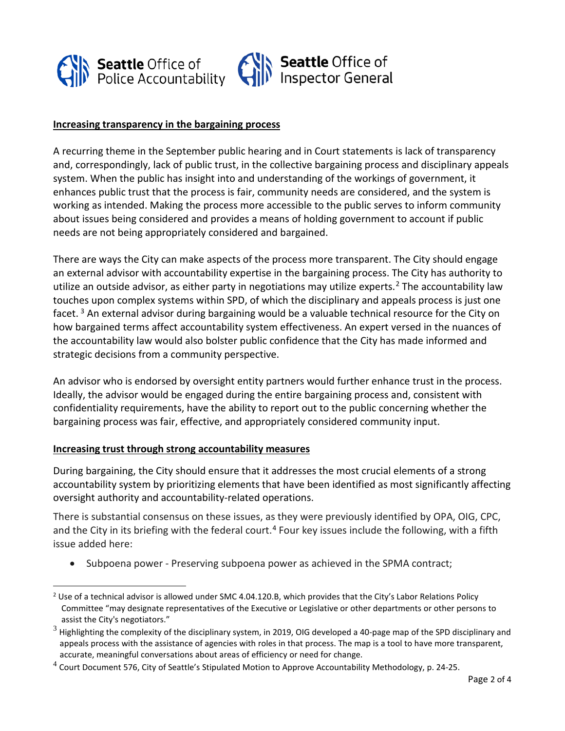**Increasing transparency in the bargaining process**

A recurring theme in the September public hearing and in Court statements is lack of transparency and, correspondingly, lack of public trust, in the collective bargaining process and disciplinary appeals system. When the public has insight into and understanding of the workings of government, it enhances public trust that the process is fair, community needs are considered, and the system is working as intended. Making the process more accessible to the public serves to inform community about issues being considered and provides a means of holding government to account if public needs are not being appropriately considered and bargained.

There are ways the City can make aspects of the process more transparent. The City should engage an external advisor with accountability expertise in the bargaining process. The City has authority to utilize an outside advisor, as either party in negotiations may utilize experts.[2] The accountability law touches upon complex systems within SPD, of which the disciplinary and appeals process is just one facet.[3] An external advisor during bargaining would be a valuable technical resource for the City on how bargained terms affect accountability system effectiveness. An expert versed in the nuances of the accountability law would also bolster public confidence that the City has made informed and strategic decisions from a community perspective.

An advisor who is endorsed by oversight entity partners would further enhance trust in the process. Ideally, the advisor would be engaged during the entire bargaining process and, consistent with confidentiality requirements, have the ability to report out to the public concerning whether the bargaining process was fair, effective, and appropriately considered community input.

**Increasing trust through strong accountability measures**

During bargaining, the City should ensure that it addresses the most crucial elements of a strong accountability system by prioritizing elements that have been identified as most significantly affecting oversight authority and accountability-related operations.

There is substantial consensus on these issues, as they were previously identified by OPA, OIG, CPC, and the City in its briefing with the federal court.[4] Four key issues include the following, with a fifth issue added here:

- Subpoena power - Preserving subpoena power as achieved in the SPMA contract;

---

[2] Use of a technical advisor is allowed under SMC 4.04.120.B, which provides that the City's Labor Relations Policy Committee "may designate representatives of the Executive or Legislative or other departments or other persons to assist the City's negotiators."

[3] Highlighting the complexity of the disciplinary system, in 2019, OIG developed a 40-page map of the SPD disciplinary and appeals process with the assistance of agencies with roles in that process. The map is a tool to have more transparent, accurate, meaningful conversations about areas of efficiency or need for change.

[4] Court Document 576, City of Seattle's Stipulated Motion to Approve Accountability Methodology, p. 24-25.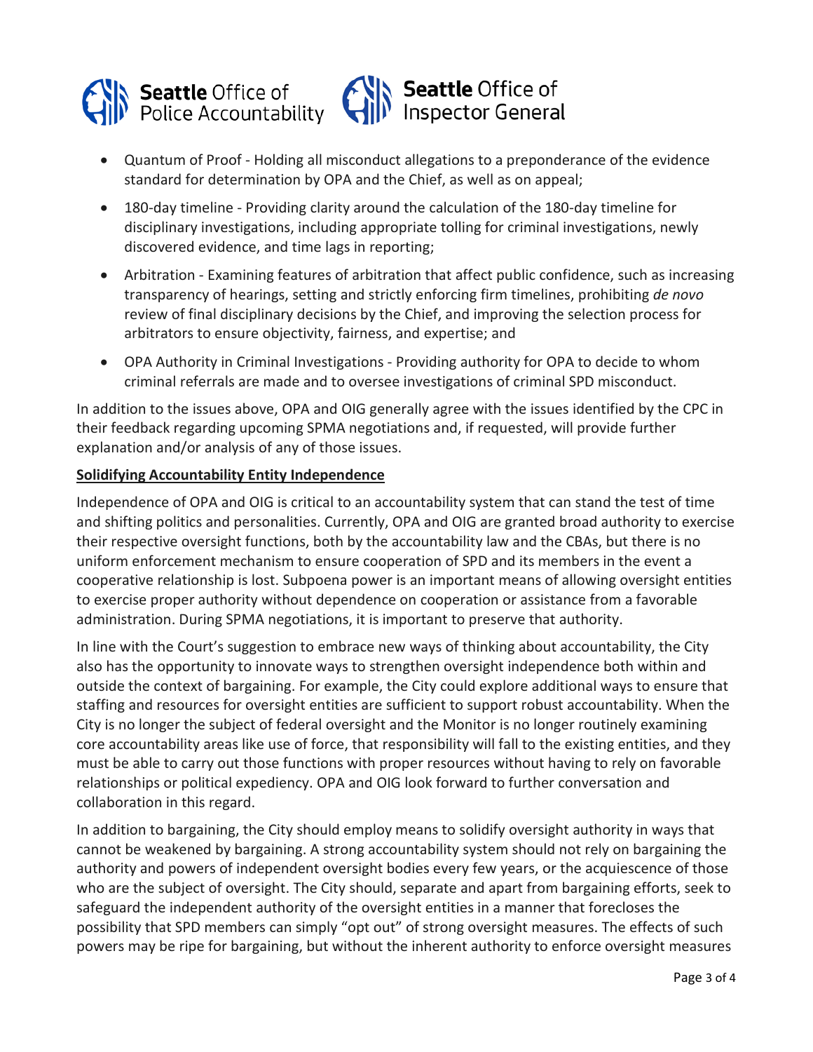- Quantum of Proof - Holding all misconduct allegations to a preponderance of the evidence standard for determination by OPA and the Chief, as well as on appeal;
- 180-day timeline - Providing clarity around the calculation of the 180-day timeline for disciplinary investigations, including appropriate tolling for criminal investigations, newly discovered evidence, and time lags in reporting;
- Arbitration - Examining features of arbitration that affect public confidence, such as increasing transparency of hearings, setting and strictly enforcing firm timelines, prohibiting *de novo* review of final disciplinary decisions by the Chief, and improving the selection process for arbitrators to ensure objectivity, fairness, and expertise; and
- OPA Authority in Criminal Investigations - Providing authority for OPA to decide to whom criminal referrals are made and to oversee investigations of criminal SPD misconduct.

In addition to the issues above, OPA and OIG generally agree with the issues identified by the CPC in their feedback regarding upcoming SPMA negotiations and, if requested, will provide further explanation and/or analysis of any of those issues.

**Solidifying Accountability Entity Independence**

Independence of OPA and OIG is critical to an accountability system that can stand the test of time and shifting politics and personalities. Currently, OPA and OIG are granted broad authority to exercise their respective oversight functions, both by the accountability law and the CBAs, but there is no uniform enforcement mechanism to ensure cooperation of SPD and its members in the event a cooperative relationship is lost. Subpoena power is an important means of allowing oversight entities to exercise proper authority without dependence on cooperation or assistance from a favorable administration. During SPMA negotiations, it is important to preserve that authority.

In line with the Court's suggestion to embrace new ways of thinking about accountability, the City also has the opportunity to innovate ways to strengthen oversight independence both within and outside the context of bargaining. For example, the City could explore additional ways to ensure that staffing and resources for oversight entities are sufficient to support robust accountability. When the City is no longer the subject of federal oversight and the Monitor is no longer routinely examining core accountability areas like use of force, that responsibility will fall to the existing entities, and they must be able to carry out those functions with proper resources without having to rely on favorable relationships or political expediency. OPA and OIG look forward to further conversation and collaboration in this regard.

In addition to bargaining, the City should employ means to solidify oversight authority in ways that cannot be weakened by bargaining. A strong accountability system should not rely on bargaining the authority and powers of independent oversight bodies every few years, or the acquiescence of those who are the subject of oversight. The City should, separate and apart from bargaining efforts, seek to safeguard the independent authority of the oversight entities in a manner that forecloses the possibility that SPD members can simply "opt out" of strong oversight measures. The effects of such powers may be ripe for bargaining, but without the inherent authority to enforce oversight measures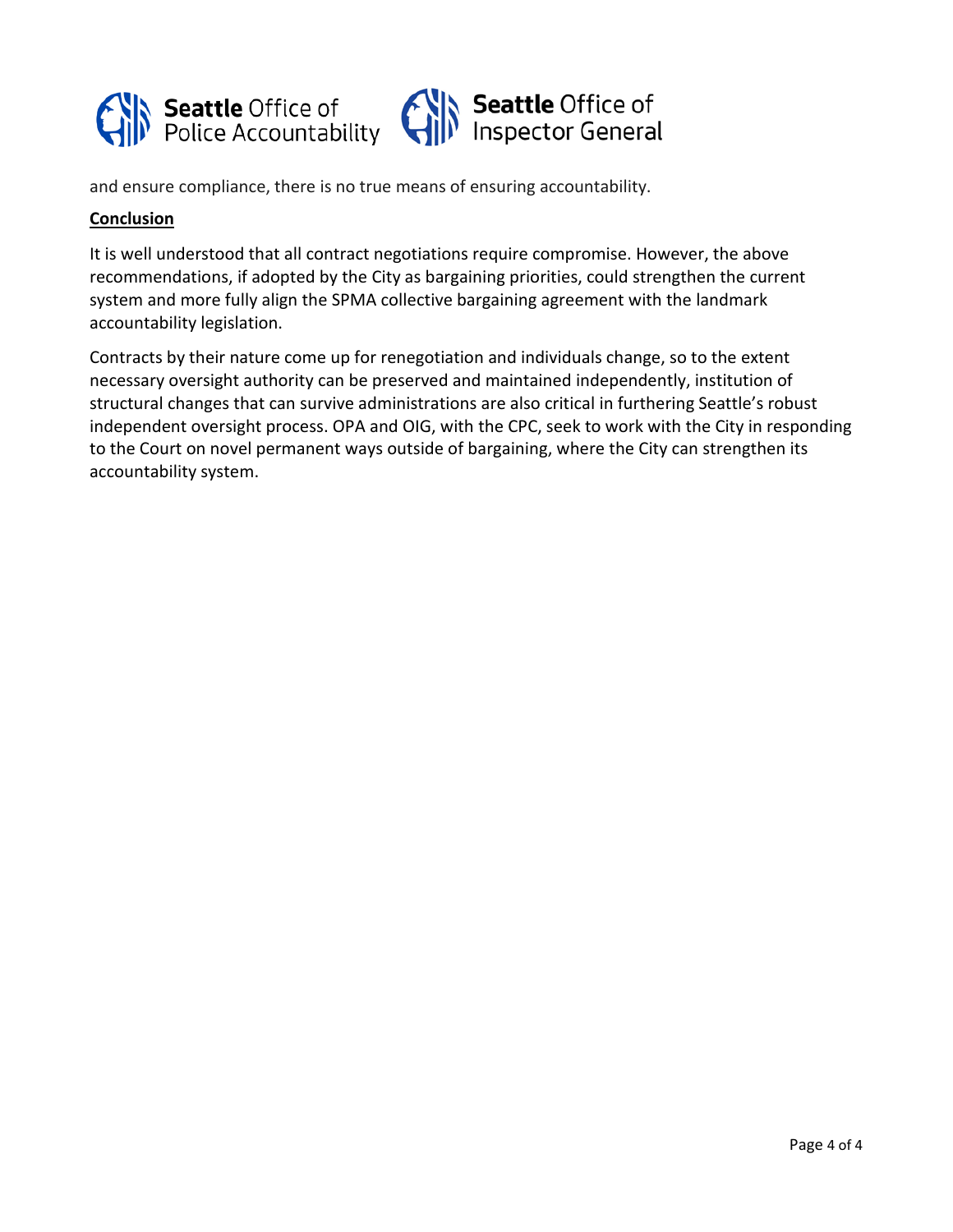and ensure compliance, there is no true means of ensuring accountability.

**Conclusion**

It is well understood that all contract negotiations require compromise. However, the above recommendations, if adopted by the City as bargaining priorities, could strengthen the current system and more fully align the SPMA collective bargaining agreement with the landmark accountability legislation.

Contracts by their nature come up for renegotiation and individuals change, so to the extent necessary oversight authority can be preserved and maintained independently, institution of structural changes that can survive administrations are also critical in furthering Seattle's robust independent oversight process. OPA and OIG, with the CPC, seek to work with the City in responding to the Court on novel permanent ways outside of bargaining, where the City can strengthen its accountability system.